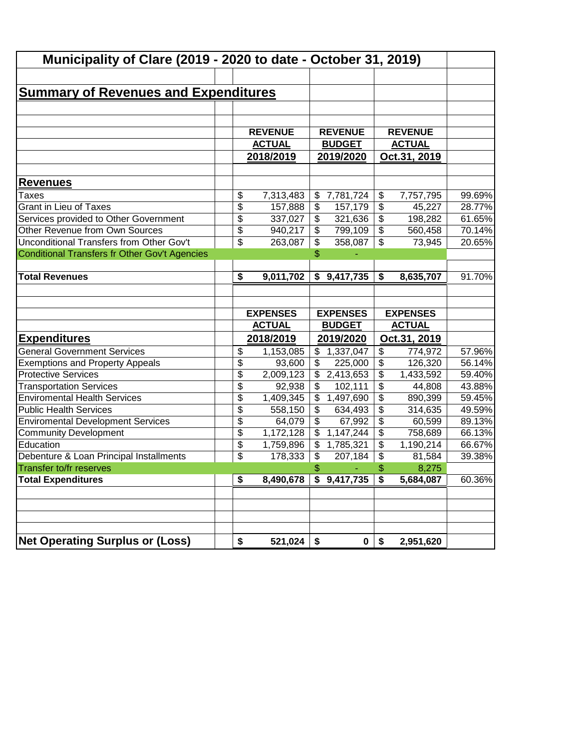# Municipality of Clare (2019 - 2020 to date - October 31, 2019)

## Summary of Revenues and Expenditures

| | REVENUE ACTUAL 2018/2019 | REVENUE BUDGET 2019/2020 | REVENUE ACTUAL Oct.31, 2019 | |
|---|---|---|---|---|
| **Revenues** | | | | |
| Taxes | $ 7,313,483 | $ 7,781,724 | $ 7,757,795 | 99.69% |
| Grant in Lieu of Taxes | $ 157,888 | $ 157,179 | $ 45,227 | 28.77% |
| Services provided to Other Government | $ 337,027 | $ 321,636 | $ 198,282 | 61.65% |
| Other Revenue from Own Sources | $ 940,217 | $ 799,109 | $ 560,458 | 70.14% |
| Unconditional Transfers from Other Gov't | $ 263,087 | $ 358,087 | $ 73,945 | 20.65% |
| Conditional Transfers fr Other Gov't Agencies | | $ - | | |
| **Total Revenues** | **$ 9,011,702** | **$ 9,417,735** | **$ 8,635,707** | 91.70% |

| | EXPENSES ACTUAL 2018/2019 | EXPENSES BUDGET 2019/2020 | EXPENSES ACTUAL Oct.31, 2019 | |
|---|---|---|---|---|
| **Expenditures** | | | | |
| General Government Services | $ 1,153,085 | $ 1,337,047 | $ 774,972 | 57.96% |
| Exemptions and Property Appeals | $ 93,600 | $ 225,000 | $ 126,320 | 56.14% |
| Protective Services | $ 2,009,123 | $ 2,413,653 | $ 1,433,592 | 59.40% |
| Transportation Services | $ 92,938 | $ 102,111 | $ 44,808 | 43.88% |
| Enviromental Health Services | $ 1,409,345 | $ 1,497,690 | $ 890,399 | 59.45% |
| Public Health Services | $ 558,150 | $ 634,493 | $ 314,635 | 49.59% |
| Enviromental Development Services | $ 64,079 | $ 67,992 | $ 60,599 | 89.13% |
| Community Development | $ 1,172,128 | $ 1,147,244 | $ 758,689 | 66.13% |
| Education | $ 1,759,896 | $ 1,785,321 | $ 1,190,214 | 66.67% |
| Debenture & Loan Principal Installments | $ 178,333 | $ 207,184 | $ 81,584 | 39.38% |
| Transfer to/fr reserves | | $ - | $ 8,275 | |
| **Total Expenditures** | **$ 8,490,678** | **$ 9,417,735** | **$ 5,684,087** | 60.36% |
| | | | | |
| **Net Operating Surplus or (Loss)** | **$ 521,024** | **$ 0** | **$ 2,951,620** | |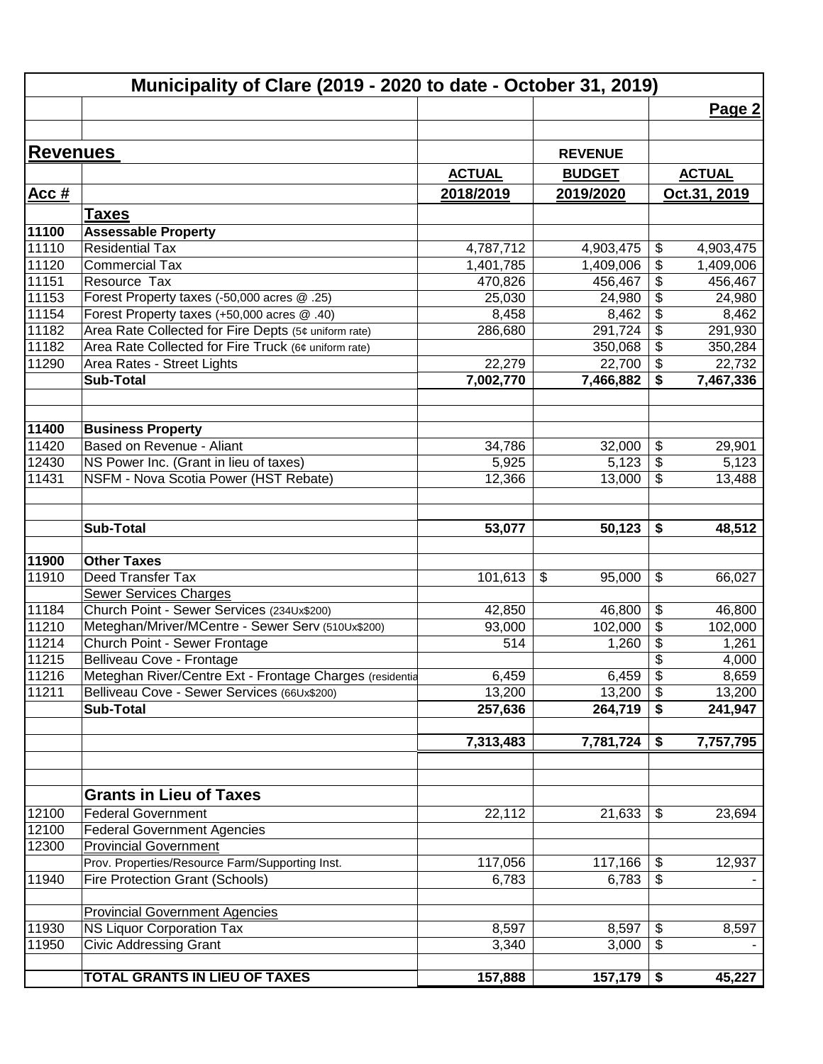# Municipality of Clare (2019 - 2020 to date - October 31, 2019)

| Acc # | Revenues | ACTUAL 2018/2019 | REVENUE BUDGET 2019/2020 | ACTUAL Oct.31, 2019 |
|---|---|---|---|---|
| | **Taxes** | | | |
| **11100** | **Assessable Property** | | | |
| 11110 | Residential Tax | 4,787,712 | 4,903,475 | $ 4,903,475 |
| 11120 | Commercial Tax | 1,401,785 | 1,409,006 | $ 1,409,006 |
| 11151 | Resource Tax | 470,826 | 456,467 | $ 456,467 |
| 11153 | Forest Property taxes (-50,000 acres @ .25) | 25,030 | 24,980 | $ 24,980 |
| 11154 | Forest Property taxes (+50,000 acres @ .40) | 8,458 | 8,462 | $ 8,462 |
| 11182 | Area Rate Collected for Fire Depts (5¢ uniform rate) | 286,680 | 291,724 | $ 291,930 |
| 11182 | Area Rate Collected for Fire Truck (6¢ uniform rate) | | 350,068 | $ 350,284 |
| 11290 | Area Rates - Street Lights | 22,279 | 22,700 | $ 22,732 |
| | **Sub-Total** | **7,002,770** | **7,466,882** | **$ 7,467,336** |
| | | | | |
| **11400** | **Business Property** | | | |
| 11420 | Based on Revenue - Aliant | 34,786 | 32,000 | $ 29,901 |
| 12430 | NS Power Inc. (Grant in lieu of taxes) | 5,925 | 5,123 | $ 5,123 |
| 11431 | NSFM - Nova Scotia Power (HST Rebate) | 12,366 | 13,000 | $ 13,488 |
| | **Sub-Total** | **53,077** | **50,123** | **$ 48,512** |
| | | | | |
| **11900** | **Other Taxes** | | | |
| 11910 | Deed Transfer Tax | 101,613 | $ 95,000 | $ 66,027 |
| | Sewer Services Charges | | | |
| 11184 | Church Point - Sewer Services (234Ux$200) | 42,850 | 46,800 | $ 46,800 |
| 11210 | Meteghan/Mriver/MCentre - Sewer Serv (510Ux$200) | 93,000 | 102,000 | $ 102,000 |
| 11214 | Church Point - Sewer Frontage | 514 | 1,260 | $ 1,261 |
| 11215 | Belliveau Cove - Frontage | | | $ 4,000 |
| 11216 | Meteghan River/Centre Ext - Frontage Charges (residentia | 6,459 | 6,459 | $ 8,659 |
| 11211 | Belliveau Cove - Sewer Services (66Ux$200) | 13,200 | 13,200 | $ 13,200 |
| | **Sub-Total** | **257,636** | **264,719** | **$ 241,947** |
| | | | | |
| | | **7,313,483** | **7,781,724** | **$ 7,757,795** |
| | | | | |
| | **Grants in Lieu of Taxes** | | | |
| 12100 | Federal Government | 22,112 | 21,633 | $ 23,694 |
| 12100 | Federal Government Agencies | | | |
| 12300 | Provincial Government | | | |
| | Prov. Properties/Resource Farm/Supporting Inst. | 117,056 | 117,166 | $ 12,937 |
| 11940 | Fire Protection Grant (Schools) | 6,783 | 6,783 | $ - |
| | | | | |
| | Provincial Government Agencies | | | |
| 11930 | NS Liquor Corporation Tax | 8,597 | 8,597 | $ 8,597 |
| 11950 | Civic Addressing Grant | 3,340 | 3,000 | $ - |
| | | | | |
| | **TOTAL GRANTS IN LIEU OF TAXES** | **157,888** | **157,179** | **$ 45,227** |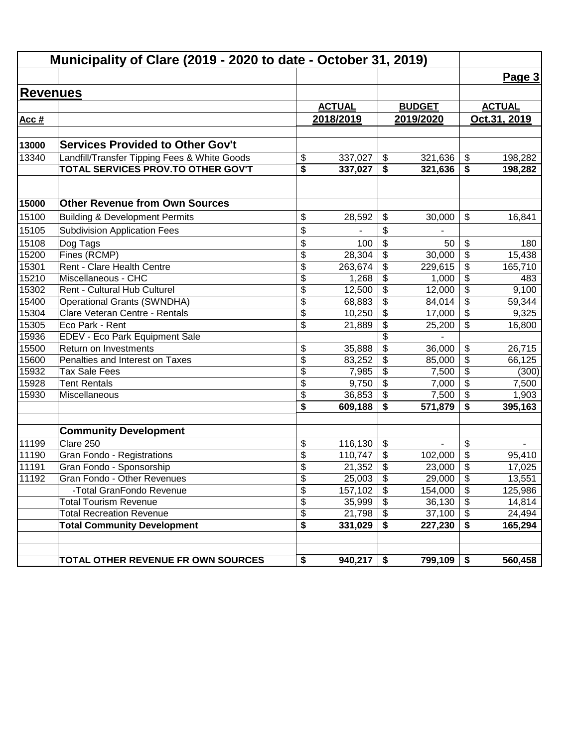# Municipality of Clare (2019 - 2020 to date - October 31, 2019)

Page 3

## Revenues

| Acc # | | ACTUAL 2018/2019 | BUDGET 2019/2020 | ACTUAL Oct.31, 2019 |
|---|---|---|---|---|
| **13000** | **Services Provided to Other Gov't** | | | |
| 13340 | Landfill/Transfer Tipping Fees & White Goods | $ 337,027 | $ 321,636 | $ 198,282 |
| | **TOTAL SERVICES PROV.TO OTHER GOV'T** | **$ 337,027** | **$ 321,636** | **$ 198,282** |
| | | | | |
| **15000** | **Other Revenue from Own Sources** | | | |
| 15100 | Building & Development Permits | $ 28,592 | $ 30,000 | $ 16,841 |
| 15105 | Subdivision Application Fees | $ - | $ - | |
| 15108 | Dog Tags | $ 100 | $ 50 | $ 180 |
| 15200 | Fines (RCMP) | $ 28,304 | $ 30,000 | $ 15,438 |
| 15301 | Rent - Clare Health Centre | $ 263,674 | $ 229,615 | $ 165,710 |
| 15210 | Miscellaneous - CHC | $ 1,268 | $ 1,000 | $ 483 |
| 15302 | Rent - Cultural Hub Culturel | $ 12,500 | $ 12,000 | $ 9,100 |
| 15400 | Operational Grants (SWNDHA) | $ 68,883 | $ 84,014 | $ 59,344 |
| 15304 | Clare Veteran Centre - Rentals | $ 10,250 | $ 17,000 | $ 9,325 |
| 15305 | Eco Park - Rent | $ 21,889 | $ 25,200 | $ 16,800 |
| 15936 | EDEV - Eco Park Equipment Sale | | $ - | |
| 15500 | Return on Investments | $ 35,888 | $ 36,000 | $ 26,715 |
| 15600 | Penalties and Interest on Taxes | $ 83,252 | $ 85,000 | $ 66,125 |
| 15932 | Tax Sale Fees | $ 7,985 | $ 7,500 | $ (300) |
| 15928 | Tent Rentals | $ 9,750 | $ 7,000 | $ 7,500 |
| 15930 | Miscellaneous | $ 36,853 | $ 7,500 | $ 1,903 |
| | | **$ 609,188** | **$ 571,879** | **$ 395,163** |
| | | | | |
| | **Community Development** | | | |
| 11199 | Clare 250 | $ 116,130 | $ - | $ - |
| 11190 | Gran Fondo - Registrations | $ 110,747 | $ 102,000 | $ 95,410 |
| 11191 | Gran Fondo - Sponsorship | $ 21,352 | $ 23,000 | $ 17,025 |
| 11192 | Gran Fondo - Other Revenues | $ 25,003 | $ 29,000 | $ 13,551 |
| | -Total GranFondo Revenue | $ 157,102 | $ 154,000 | $ 125,986 |
| | Total Tourism Revenue | $ 35,999 | $ 36,130 | $ 14,814 |
| | Total Recreation Revenue | $ 21,798 | $ 37,100 | $ 24,494 |
| | **Total Community Development** | **$ 331,029** | **$ 227,230** | **$ 165,294** |
| | | | | |
| | **TOTAL OTHER REVENUE FR OWN SOURCES** | **$ 940,217** | **$ 799,109** | **$ 560,458** |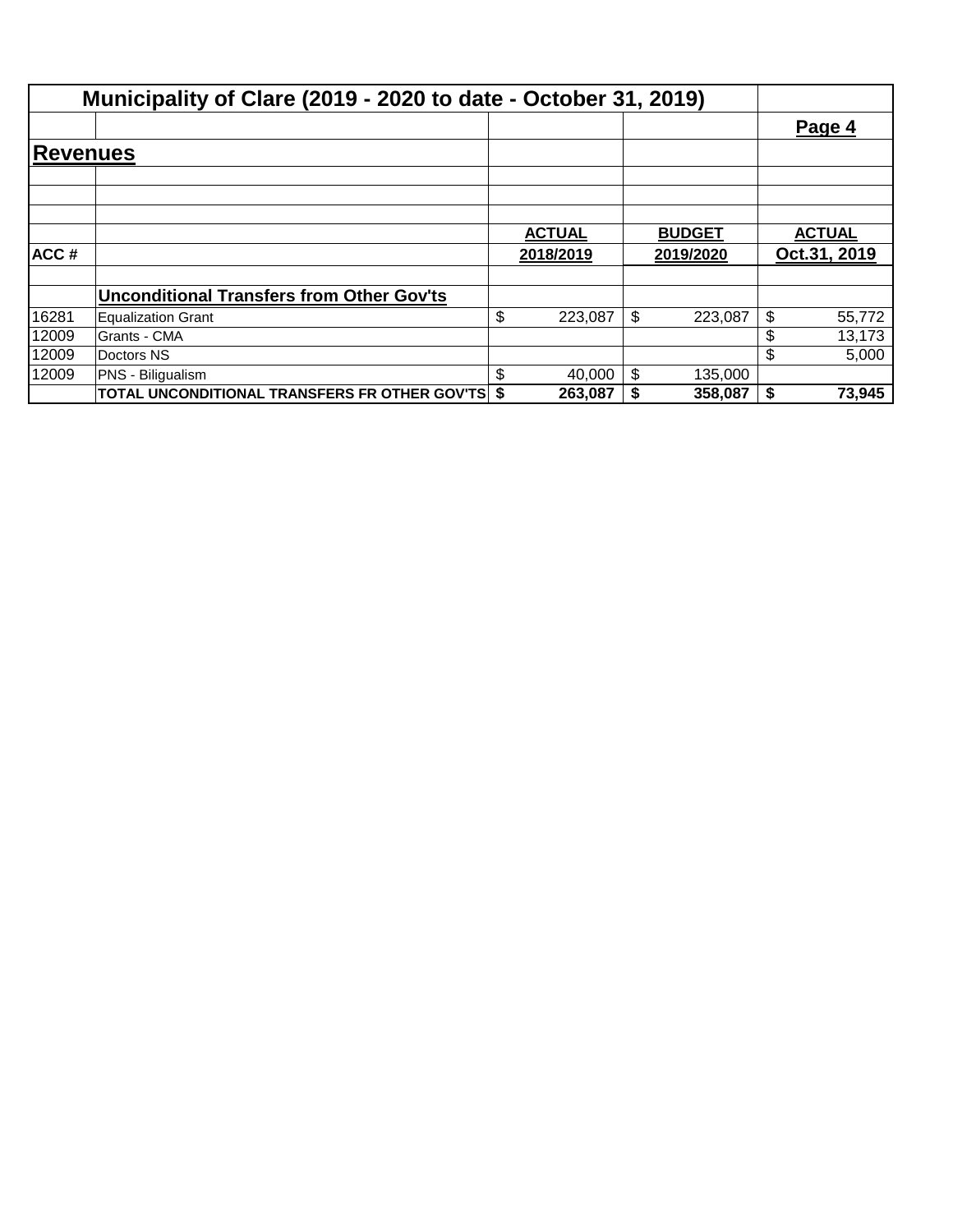## Municipality of Clare (2019 - 2020 to date - October 31, 2019)

**Page 4**

## Revenues

| ACC # | | ACTUAL 2018/2019 | BUDGET 2019/2020 | ACTUAL Oct.31, 2019 |
|---|---|---|---|---|
| | **Unconditional Transfers from Other Gov'ts** | | | |
| 16281 | Equalization Grant | $ 223,087 | $ 223,087 | $ 55,772 |
| 12009 | Grants - CMA | | | $ 13,173 |
| 12009 | Doctors NS | | | $ 5,000 |
| 12009 | PNS - Biligualism | $ 40,000 | $ 135,000 | |
| | **TOTAL UNCONDITIONAL TRANSFERS FR OTHER GOV'TS** | **$ 263,087** | **$ 358,087** | **$ 73,945** |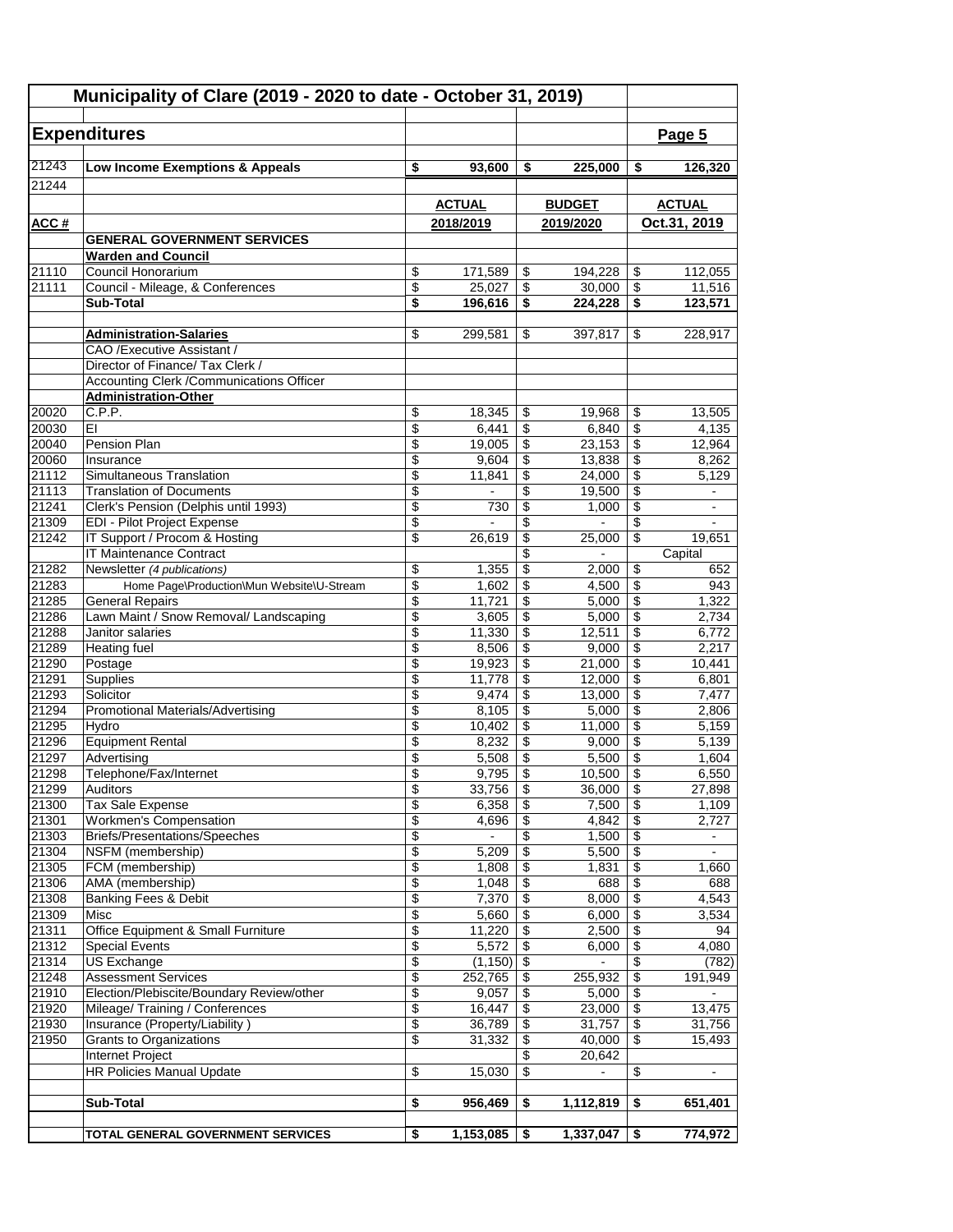# Municipality of Clare (2019 - 2020 to date - October 31, 2019)

## Expenditures

Page 5

| ACC # | | ACTUAL 2018/2019 | BUDGET 2019/2020 | ACTUAL Oct.31, 2019 |
|---|---|---|---|---|
| 21243 | **Low Income Exemptions & Appeals** | **$ 93,600** | **$ 225,000** | **$ 126,320** |
| 21244 | | | | |
| | **GENERAL GOVERNMENT SERVICES** | | | |
| | **Warden and Council** | | | |
| 21110 | Council Honorarium | $ 171,589 | $ 194,228 | $ 112,055 |
| 21111 | Council - Mileage, & Conferences | $ 25,027 | $ 30,000 | $ 11,516 |
| | **Sub-Total** | **$ 196,616** | **$ 224,228** | **$ 123,571** |
| | | | | |
| | **Administration-Salaries** | $ 299,581 | $ 397,817 | $ 228,917 |
| | CAO /Executive Assistant / | | | |
| | Director of Finance/ Tax Clerk / | | | |
| | Accounting Clerk /Communications Officer | | | |
| | **Administration-Other** | | | |
| 20020 | C.P.P. | $ 18,345 | $ 19,968 | $ 13,505 |
| 20030 | EI | $ 6,441 | $ 6,840 | $ 4,135 |
| 20040 | Pension Plan | $ 19,005 | $ 23,153 | $ 12,964 |
| 20060 | Insurance | $ 9,604 | $ 13,838 | $ 8,262 |
| 21112 | Simultaneous Translation | $ 11,841 | $ 24,000 | $ 5,129 |
| 21113 | Translation of Documents | $ - | $ 19,500 | $ - |
| 21241 | Clerk's Pension (Delphis until 1993) | $ 730 | $ 1,000 | $ - |
| 21309 | EDI - Pilot Project Expense | $ - | $ - | $ - |
| 21242 | IT Support / Procom & Hosting | $ 26,619 | $ 25,000 | $ 19,651 |
| | IT Maintenance Contract | | $ - | Capital |
| 21282 | Newsletter *(4 publications)* | $ 1,355 | $ 2,000 | $ 652 |
| 21283 | Home Page\Production\Mun Website\U-Stream | $ 1,602 | $ 4,500 | $ 943 |
| 21285 | General Repairs | $ 11,721 | $ 5,000 | $ 1,322 |
| 21286 | Lawn Maint / Snow Removal/ Landscaping | $ 3,605 | $ 5,000 | $ 2,734 |
| 21288 | Janitor salaries | $ 11,330 | $ 12,511 | $ 6,772 |
| 21289 | Heating fuel | $ 8,506 | $ 9,000 | $ 2,217 |
| 21290 | Postage | $ 19,923 | $ 21,000 | $ 10,441 |
| 21291 | Supplies | $ 11,778 | $ 12,000 | $ 6,801 |
| 21293 | Solicitor | $ 9,474 | $ 13,000 | $ 7,477 |
| 21294 | Promotional Materials/Advertising | $ 8,105 | $ 5,000 | $ 2,806 |
| 21295 | Hydro | $ 10,402 | $ 11,000 | $ 5,159 |
| 21296 | Equipment Rental | $ 8,232 | $ 9,000 | $ 5,139 |
| 21297 | Advertising | $ 5,508 | $ 5,500 | $ 1,604 |
| 21298 | Telephone/Fax/Internet | $ 9,795 | $ 10,500 | $ 6,550 |
| 21299 | Auditors | $ 33,756 | $ 36,000 | $ 27,898 |
| 21300 | Tax Sale Expense | $ 6,358 | $ 7,500 | $ 1,109 |
| 21301 | Workmen's Compensation | $ 4,696 | $ 4,842 | $ 2,727 |
| 21303 | Briefs/Presentations/Speeches | $ - | $ 1,500 | $ - |
| 21304 | NSFM (membership) | $ 5,209 | $ 5,500 | $ - |
| 21305 | FCM (membership) | $ 1,808 | $ 1,831 | $ 1,660 |
| 21306 | AMA (membership) | $ 1,048 | $ 688 | $ 688 |
| 21308 | Banking Fees & Debit | $ 7,370 | $ 8,000 | $ 4,543 |
| 21309 | Misc | $ 5,660 | $ 6,000 | $ 3,534 |
| 21311 | Office Equipment & Small Furniture | $ 11,220 | $ 2,500 | $ 94 |
| 21312 | Special Events | $ 5,572 | $ 6,000 | $ 4,080 |
| 21314 | US Exchange | $ (1,150) | $ - | $ (782) |
| 21248 | Assessment Services | $ 252,765 | $ 255,932 | $ 191,949 |
| 21910 | Election/Plebiscite/Boundary Review/other | $ 9,057 | $ 5,000 | $ - |
| 21920 | Mileage/ Training / Conferences | $ 16,447 | $ 23,000 | $ 13,475 |
| 21930 | Insurance (Property/Liability ) | $ 36,789 | $ 31,757 | $ 31,756 |
| 21950 | Grants to Organizations | $ 31,332 | $ 40,000 | $ 15,493 |
| | Internet Project | | $ 20,642 | |
| | HR Policies Manual Update | $ 15,030 | $ - | $ - |
| | | | | |
| | **Sub-Total** | **$ 956,469** | **$ 1,112,819** | **$ 651,401** |
| | | | | |
| | **TOTAL GENERAL GOVERNMENT SERVICES** | **$ 1,153,085** | **$ 1,337,047** | **$ 774,972** |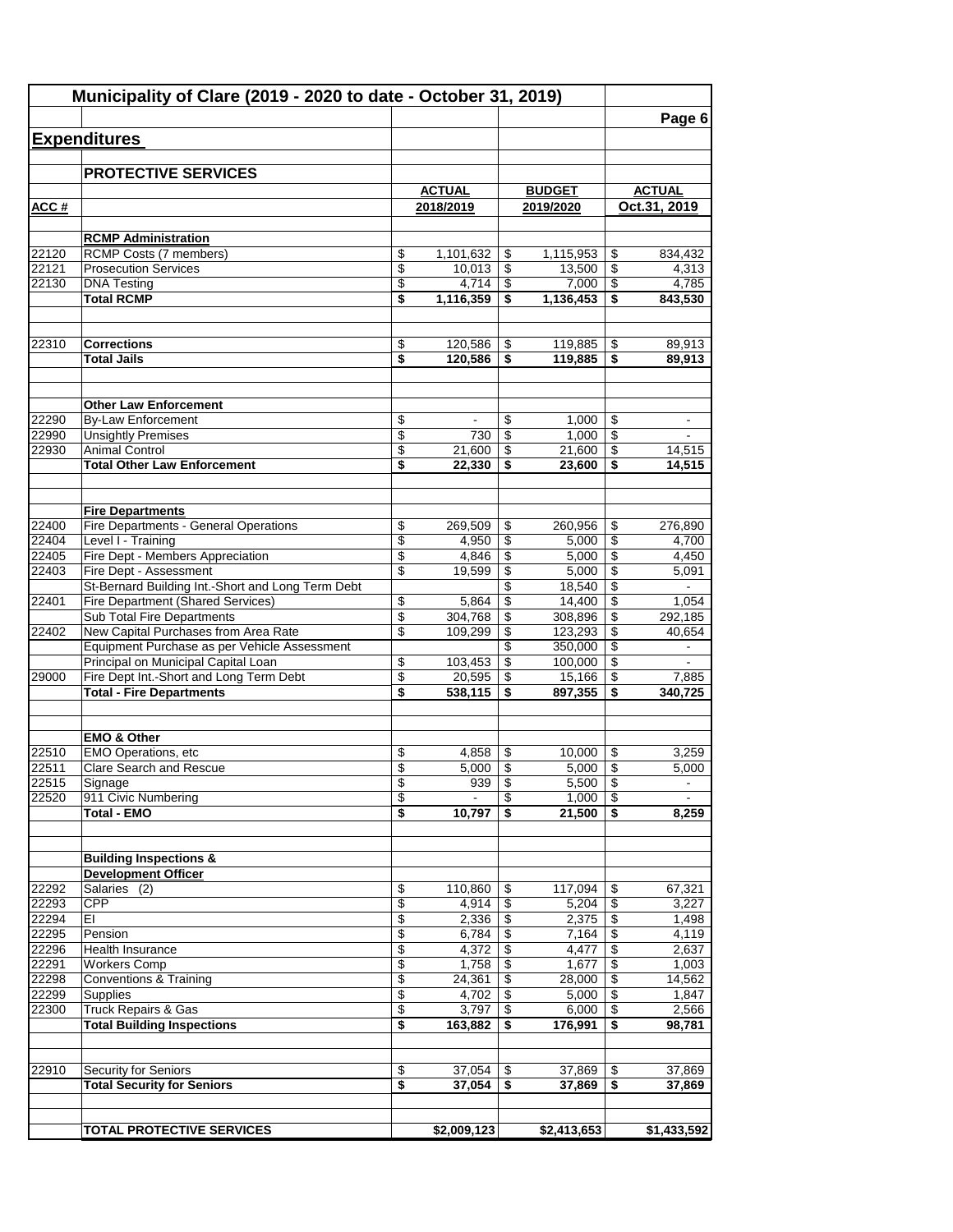## Municipality of Clare (2019 - 2020 to date - October 31, 2019)

Page 6

### Expenditures

#### PROTECTIVE SERVICES

| ACC # | | ACTUAL 2018/2019 | BUDGET 2019/2020 | ACTUAL Oct.31, 2019 |
|---|---|---|---|---|
| | **RCMP Administration** | | | |
| 22120 | RCMP Costs (7 members) | $ 1,101,632 | $ 1,115,953 | $ 834,432 |
| 22121 | Prosecution Services | $ 10,013 | $ 13,500 | $ 4,313 |
| 22130 | DNA Testing | $ 4,714 | $ 7,000 | $ 4,785 |
| | **Total RCMP** | **$ 1,116,359** | **$ 1,136,453** | **$ 843,530** |
| | | | | |
| 22310 | **Corrections** | $ 120,586 | $ 119,885 | $ 89,913 |
| | **Total Jails** | **$ 120,586** | **$ 119,885** | **$ 89,913** |
| | | | | |
| | **Other Law Enforcement** | | | |
| 22290 | By-Law Enforcement | $ - | $ 1,000 | $ - |
| 22990 | Unsightly Premises | $ 730 | $ 1,000 | $ - |
| 22930 | Animal Control | $ 21,600 | $ 21,600 | $ 14,515 |
| | **Total Other Law Enforcement** | **$ 22,330** | **$ 23,600** | **$ 14,515** |
| | | | | |
| | **Fire Departments** | | | |
| 22400 | Fire Departments - General Operations | $ 269,509 | $ 260,956 | $ 276,890 |
| 22404 | Level I - Training | $ 4,950 | $ 5,000 | $ 4,700 |
| 22405 | Fire Dept - Members Appreciation | $ 4,846 | $ 5,000 | $ 4,450 |
| 22403 | Fire Dept - Assessment | $ 19,599 | $ 5,000 | $ 5,091 |
| | St-Bernard Building Int.-Short and Long Term Debt | | $ 18,540 | $ - |
| 22401 | Fire Department (Shared Services) | $ 5,864 | $ 14,400 | $ 1,054 |
| | Sub Total Fire Departments | $ 304,768 | $ 308,896 | $ 292,185 |
| 22402 | New Capital Purchases from Area Rate | $ 109,299 | $ 123,293 | $ 40,654 |
| | Equipment Purchase as per Vehicle Assessment | | $ 350,000 | $ - |
| | Principal on Municipal Capital Loan | $ 103,453 | $ 100,000 | $ - |
| 29000 | Fire Dept Int.-Short and Long Term Debt | $ 20,595 | $ 15,166 | $ 7,885 |
| | **Total - Fire Departments** | **$ 538,115** | **$ 897,355** | **$ 340,725** |
| | | | | |
| | **EMO & Other** | | | |
| 22510 | EMO Operations, etc | $ 4,858 | $ 10,000 | $ 3,259 |
| 22511 | Clare Search and Rescue | $ 5,000 | $ 5,000 | $ 5,000 |
| 22515 | Signage | $ 939 | $ 5,500 | $ - |
| 22520 | 911 Civic Numbering | $ - | $ 1,000 | $ - |
| | **Total - EMO** | **$ 10,797** | **$ 21,500** | **$ 8,259** |
| | | | | |
| | **Building Inspections & Development Officer** | | | |
| 22292 | Salaries (2) | $ 110,860 | $ 117,094 | $ 67,321 |
| 22293 | CPP | $ 4,914 | $ 5,204 | $ 3,227 |
| 22294 | EI | $ 2,336 | $ 2,375 | $ 1,498 |
| 22295 | Pension | $ 6,784 | $ 7,164 | $ 4,119 |
| 22296 | Health Insurance | $ 4,372 | $ 4,477 | $ 2,637 |
| 22291 | Workers Comp | $ 1,758 | $ 1,677 | $ 1,003 |
| 22298 | Conventions & Training | $ 24,361 | $ 28,000 | $ 14,562 |
| 22299 | Supplies | $ 4,702 | $ 5,000 | $ 1,847 |
| 22300 | Truck Repairs & Gas | $ 3,797 | $ 6,000 | $ 2,566 |
| | **Total Building Inspections** | **$ 163,882** | **$ 176,991** | **$ 98,781** |
| | | | | |
| 22910 | Security for Seniors | $ 37,054 | $ 37,869 | $ 37,869 |
| | **Total Security for Seniors** | **$ 37,054** | **$ 37,869** | **$ 37,869** |
| | | | | |
| | **TOTAL PROTECTIVE SERVICES** | **$2,009,123** | **$2,413,653** | **$1,433,592** |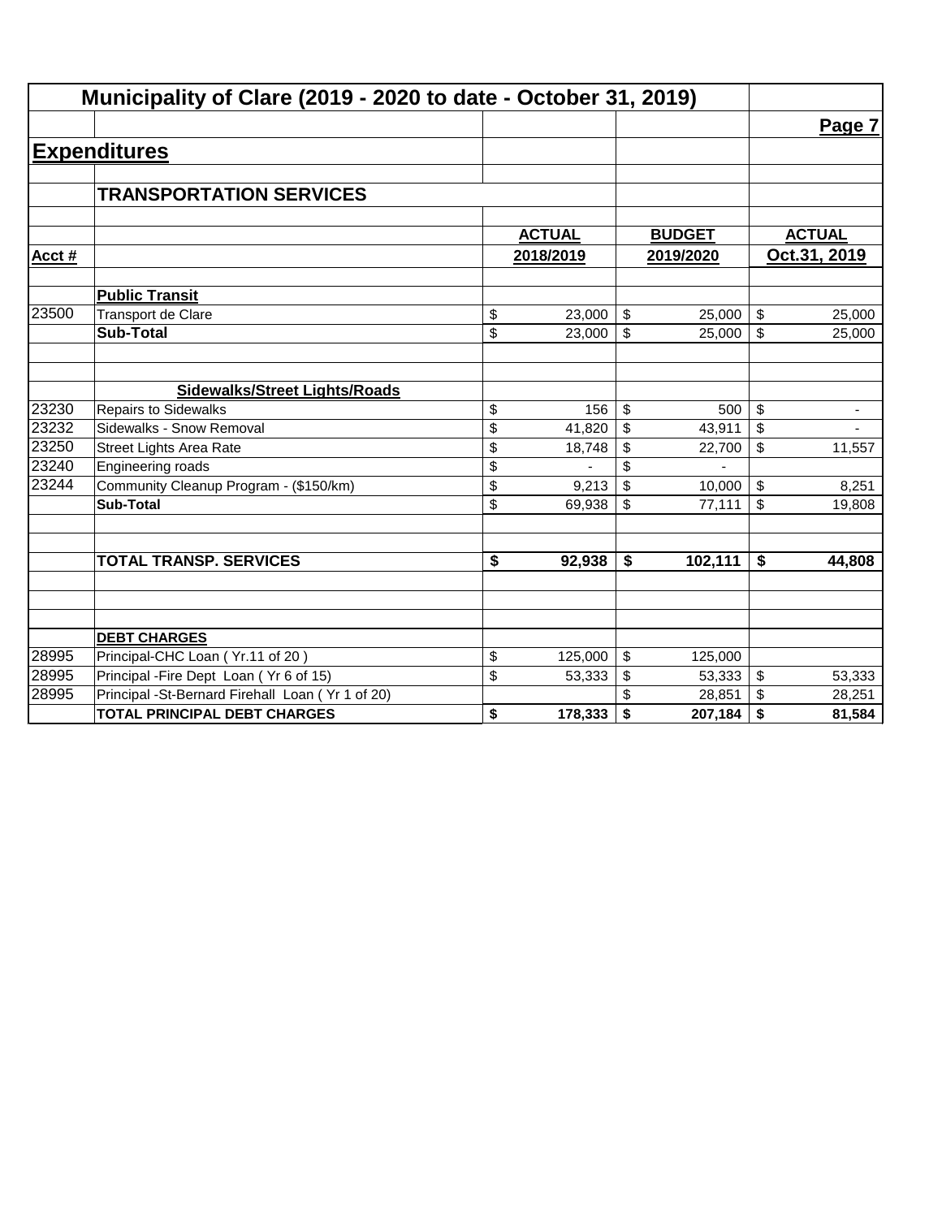# Municipality of Clare (2019 - 2020 to date - October 31, 2019)

## Expenditures

### TRANSPORTATION SERVICES

| Acct # | | ACTUAL 2018/2019 | BUDGET 2019/2020 | ACTUAL Oct.31, 2019 |
|---|---|---|---|---|
| | **Public Transit** | | | |
| 23500 | Transport de Clare | $ 23,000 | $ 25,000 | $ 25,000 |
| | **Sub-Total** | $ 23,000 | $ 25,000 | $ 25,000 |
| | | | | |
| | **Sidewalks/Street Lights/Roads** | | | |
| 23230 | Repairs to Sidewalks | $ 156 | $ 500 | $ - |
| 23232 | Sidewalks - Snow Removal | $ 41,820 | $ 43,911 | $ - |
| 23250 | Street Lights Area Rate | $ 18,748 | $ 22,700 | $ 11,557 |
| 23240 | Engineering roads | $ - | $ - | |
| 23244 | Community Cleanup Program - ($150/km) | $ 9,213 | $ 10,000 | $ 8,251 |
| | **Sub-Total** | $ 69,938 | $ 77,111 | $ 19,808 |
| | | | | |
| | **TOTAL TRANSP. SERVICES** | **$ 92,938** | **$ 102,111** | **$ 44,808** |
| | | | | |
| | **DEBT CHARGES** | | | |
| 28995 | Principal-CHC Loan ( Yr.11 of 20 ) | $ 125,000 | $ 125,000 | |
| 28995 | Principal -Fire Dept Loan ( Yr 6 of 15) | $ 53,333 | $ 53,333 | $ 53,333 |
| 28995 | Principal -St-Bernard Firehall Loan ( Yr 1 of 20) | | $ 28,851 | $ 28,251 |
| | **TOTAL PRINCIPAL DEBT CHARGES** | **$ 178,333** | **$ 207,184** | **$ 81,584** |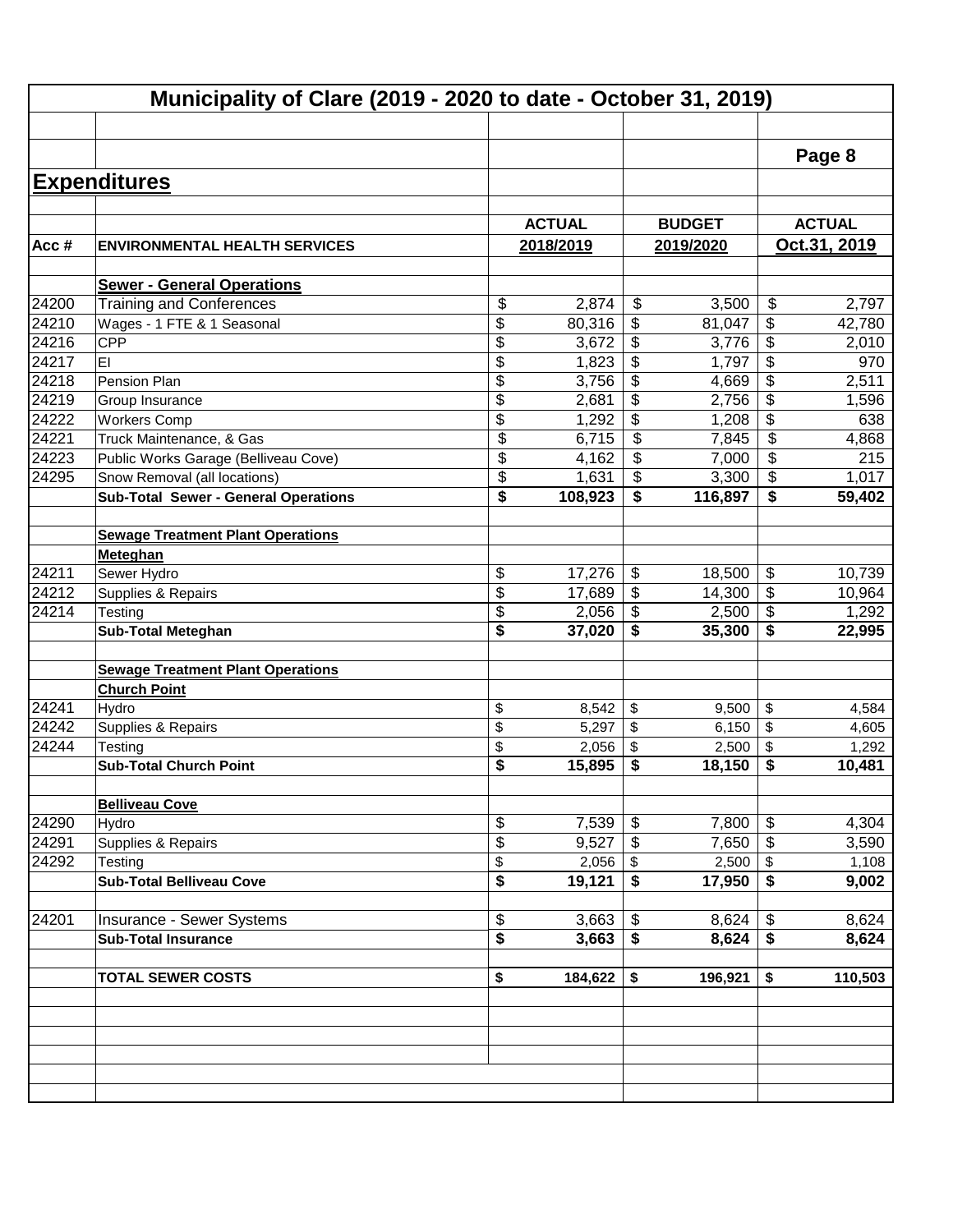# Municipality of Clare (2019 - 2020 to date - October 31, 2019)

## Expenditures

| Acc # | ENVIRONMENTAL HEALTH SERVICES | ACTUAL 2018/2019 | BUDGET 2019/2020 | ACTUAL Oct.31, 2019 |
|---|---|---|---|---|
| | **Sewer - General Operations** | | | |
| 24200 | Training and Conferences | $ 2,874 | $ 3,500 | $ 2,797 |
| 24210 | Wages - 1 FTE & 1 Seasonal | $ 80,316 | $ 81,047 | $ 42,780 |
| 24216 | CPP | $ 3,672 | $ 3,776 | $ 2,010 |
| 24217 | EI | $ 1,823 | $ 1,797 | $ 970 |
| 24218 | Pension Plan | $ 3,756 | $ 4,669 | $ 2,511 |
| 24219 | Group Insurance | $ 2,681 | $ 2,756 | $ 1,596 |
| 24222 | Workers Comp | $ 1,292 | $ 1,208 | $ 638 |
| 24221 | Truck Maintenance, & Gas | $ 6,715 | $ 7,845 | $ 4,868 |
| 24223 | Public Works Garage (Belliveau Cove) | $ 4,162 | $ 7,000 | $ 215 |
| 24295 | Snow Removal (all locations) | $ 1,631 | $ 3,300 | $ 1,017 |
| | **Sub-Total Sewer - General Operations** | **$ 108,923** | **$ 116,897** | **$ 59,402** |
| | **Sewage Treatment Plant Operations** | | | |
| | **Meteghan** | | | |
| 24211 | Sewer Hydro | $ 17,276 | $ 18,500 | $ 10,739 |
| 24212 | Supplies & Repairs | $ 17,689 | $ 14,300 | $ 10,964 |
| 24214 | Testing | $ 2,056 | $ 2,500 | $ 1,292 |
| | **Sub-Total Meteghan** | **$ 37,020** | **$ 35,300** | **$ 22,995** |
| | **Sewage Treatment Plant Operations** | | | |
| | **Church Point** | | | |
| 24241 | Hydro | $ 8,542 | $ 9,500 | $ 4,584 |
| 24242 | Supplies & Repairs | $ 5,297 | $ 6,150 | $ 4,605 |
| 24244 | Testing | $ 2,056 | $ 2,500 | $ 1,292 |
| | **Sub-Total Church Point** | **$ 15,895** | **$ 18,150** | **$ 10,481** |
| | **Belliveau Cove** | | | |
| 24290 | Hydro | $ 7,539 | $ 7,800 | $ 4,304 |
| 24291 | Supplies & Repairs | $ 9,527 | $ 7,650 | $ 3,590 |
| 24292 | Testing | $ 2,056 | $ 2,500 | $ 1,108 |
| | **Sub-Total Belliveau Cove** | **$ 19,121** | **$ 17,950** | **$ 9,002** |
| 24201 | Insurance - Sewer Systems | $ 3,663 | $ 8,624 | $ 8,624 |
| | **Sub-Total Insurance** | **$ 3,663** | **$ 8,624** | **$ 8,624** |
| | **TOTAL SEWER COSTS** | **$ 184,622** | **$ 196,921** | **$ 110,503** |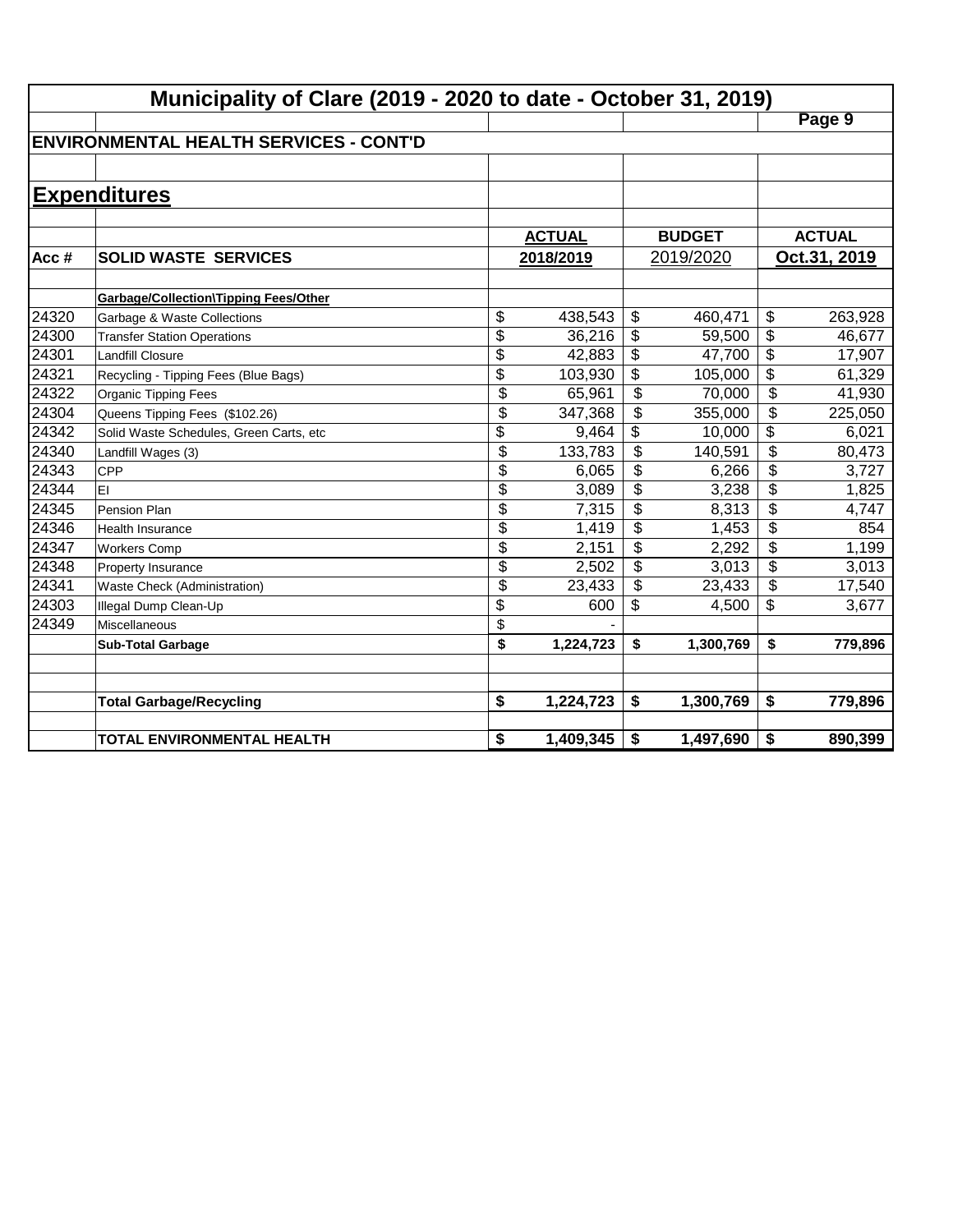# Municipality of Clare (2019 - 2020 to date - October 31, 2019)

## ENVIRONMENTAL HEALTH SERVICES - CONT'D

## Expenditures

| Acc # | SOLID WASTE SERVICES | ACTUAL 2018/2019 | BUDGET 2019/2020 | ACTUAL Oct.31, 2019 |
|---|---|---|---|---|
| | **Garbage/Collection\Tipping Fees/Other** | | | |
| 24320 | Garbage & Waste Collections | $ 438,543 | $ 460,471 | $ 263,928 |
| 24300 | Transfer Station Operations | $ 36,216 | $ 59,500 | $ 46,677 |
| 24301 | Landfill Closure | $ 42,883 | $ 47,700 | $ 17,907 |
| 24321 | Recycling - Tipping Fees (Blue Bags) | $ 103,930 | $ 105,000 | $ 61,329 |
| 24322 | Organic Tipping Fees | $ 65,961 | $ 70,000 | $ 41,930 |
| 24304 | Queens Tipping Fees ($102.26) | $ 347,368 | $ 355,000 | $ 225,050 |
| 24342 | Solid Waste Schedules, Green Carts, etc | $ 9,464 | $ 10,000 | $ 6,021 |
| 24340 | Landfill Wages (3) | $ 133,783 | $ 140,591 | $ 80,473 |
| 24343 | CPP | $ 6,065 | $ 6,266 | $ 3,727 |
| 24344 | EI | $ 3,089 | $ 3,238 | $ 1,825 |
| 24345 | Pension Plan | $ 7,315 | $ 8,313 | $ 4,747 |
| 24346 | Health Insurance | $ 1,419 | $ 1,453 | $ 854 |
| 24347 | Workers Comp | $ 2,151 | $ 2,292 | $ 1,199 |
| 24348 | Property Insurance | $ 2,502 | $ 3,013 | $ 3,013 |
| 24341 | Waste Check (Administration) | $ 23,433 | $ 23,433 | $ 17,540 |
| 24303 | Illegal Dump Clean-Up | $ 600 | $ 4,500 | $ 3,677 |
| 24349 | Miscellaneous | $ - | | |
| | **Sub-Total Garbage** | **$ 1,224,723** | **$ 1,300,769** | **$ 779,896** |
| | | | | |
| | | | | |
| | **Total Garbage/Recycling** | **$ 1,224,723** | **$ 1,300,769** | **$ 779,896** |
| | | | | |
| | **TOTAL ENVIRONMENTAL HEALTH** | **$ 1,409,345** | **$ 1,497,690** | **$ 890,399** |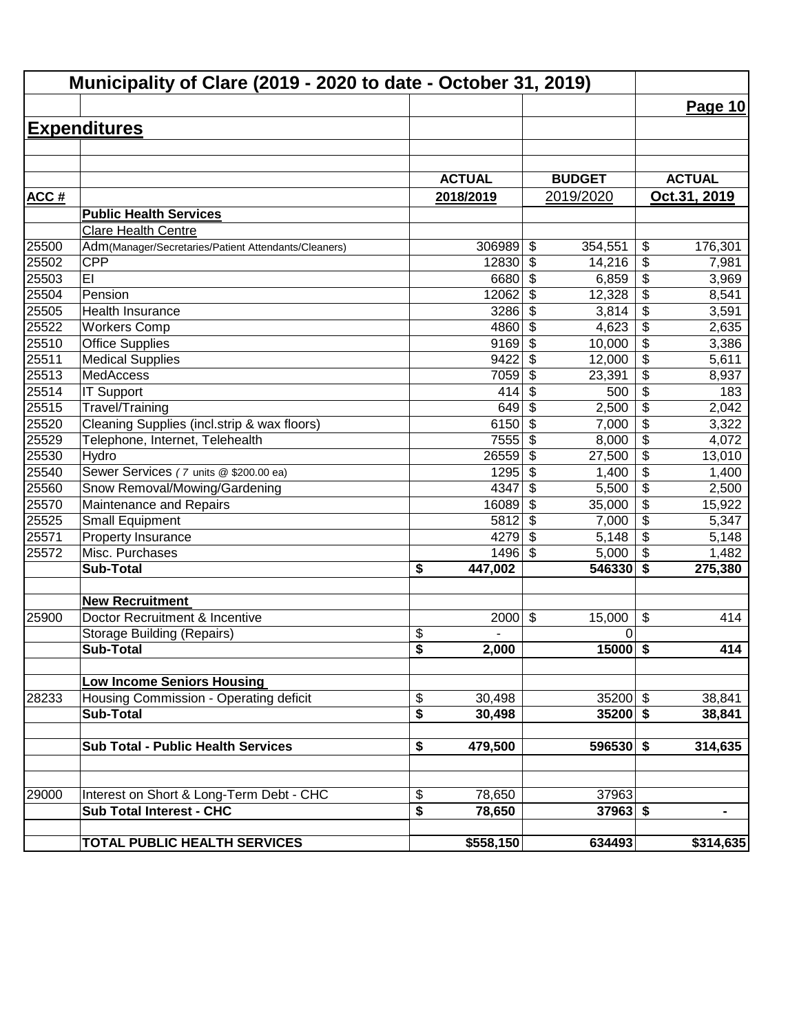# Municipality of Clare (2019 - 2020 to date - October 31, 2019)

Page 10

## Expenditures

| ACC # | | ACTUAL 2018/2019 | BUDGET 2019/2020 | ACTUAL Oct.31, 2019 |
|---|---|---|---|---|
| | **Public Health Services** | | | |
| | Clare Health Centre | | | |
| 25500 | Adm(Manager/Secretaries/Patient Attendants/Cleaners) | 306989 | $ 354,551 | $ 176,301 |
| 25502 | CPP | 12830 | $ 14,216 | $ 7,981 |
| 25503 | EI | 6680 | $ 6,859 | $ 3,969 |
| 25504 | Pension | 12062 | $ 12,328 | $ 8,541 |
| 25505 | Health Insurance | 3286 | $ 3,814 | $ 3,591 |
| 25522 | Workers Comp | 4860 | $ 4,623 | $ 2,635 |
| 25510 | Office Supplies | 9169 | $ 10,000 | $ 3,386 |
| 25511 | Medical Supplies | 9422 | $ 12,000 | $ 5,611 |
| 25513 | MedAccess | 7059 | $ 23,391 | $ 8,937 |
| 25514 | IT Support | 414 | $ 500 | $ 183 |
| 25515 | Travel/Training | 649 | $ 2,500 | $ 2,042 |
| 25520 | Cleaning Supplies (incl.strip & wax floors) | 6150 | $ 7,000 | $ 3,322 |
| 25529 | Telephone, Internet, Telehealth | 7555 | $ 8,000 | $ 4,072 |
| 25530 | Hydro | 26559 | $ 27,500 | $ 13,010 |
| 25540 | Sewer Services ( 7 units @ $200.00 ea) | 1295 | $ 1,400 | $ 1,400 |
| 25560 | Snow Removal/Mowing/Gardening | 4347 | $ 5,500 | $ 2,500 |
| 25570 | Maintenance and Repairs | 16089 | $ 35,000 | $ 15,922 |
| 25525 | Small Equipment | 5812 | $ 7,000 | $ 5,347 |
| 25571 | Property Insurance | 4279 | $ 5,148 | $ 5,148 |
| 25572 | Misc. Purchases | 1496 | $ 5,000 | $ 1,482 |
| | **Sub-Total** | **$ 447,002** | **546330** | **$ 275,380** |
| | | | | |
| | **New Recruitment** | | | |
| 25900 | Doctor Recruitment & Incentive | 2000 | $ 15,000 | $ 414 |
| | Storage Building (Repairs) | $ - | 0 | |
| | **Sub-Total** | **$ 2,000** | **15000** | **$ 414** |
| | | | | |
| | **Low Income Seniors Housing** | | | |
| 28233 | Housing Commission - Operating deficit | $ 30,498 | 35200 | $ 38,841 |
| | **Sub-Total** | **$ 30,498** | **35200** | **$ 38,841** |
| | | | | |
| | **Sub Total - Public Health Services** | **$ 479,500** | **596530** | **$ 314,635** |
| | | | | |
| 29000 | Interest on Short & Long-Term Debt - CHC | $ 78,650 | 37963 | |
| | **Sub Total Interest - CHC** | **$ 78,650** | **37963** | **$ -** |
| | | | | |
| | **TOTAL PUBLIC HEALTH SERVICES** | **$558,150** | **634493** | **$314,635** |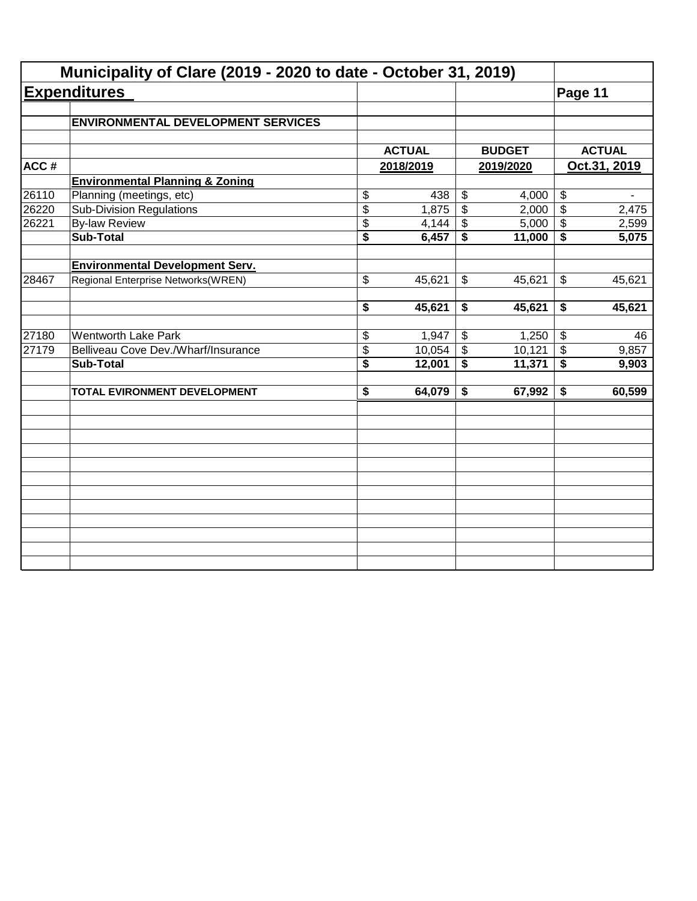# Municipality of Clare (2019 - 2020 to date - October 31, 2019)

## Expenditures

Page 11

| ACC # | ENVIRONMENTAL DEVELOPMENT SERVICES | ACTUAL 2018/2019 | BUDGET 2019/2020 | ACTUAL Oct.31, 2019 |
|---|---|---|---|---|
| | **Environmental Planning & Zoning** | | | |
| 26110 | Planning (meetings, etc) | $ 438 | $ 4,000 | $ - |
| 26220 | Sub-Division Regulations | $ 1,875 | $ 2,000 | $ 2,475 |
| 26221 | By-law Review | $ 4,144 | $ 5,000 | $ 2,599 |
| | **Sub-Total** | **$ 6,457** | **$ 11,000** | **$ 5,075** |
| | **Environmental Development Serv.** | | | |
| 28467 | Regional Enterprise Networks(WREN) | $ 45,621 | $ 45,621 | $ 45,621 |
| | | **$ 45,621** | **$ 45,621** | **$ 45,621** |
| 27180 | Wentworth Lake Park | $ 1,947 | $ 1,250 | $ 46 |
| 27179 | Belliveau Cove Dev./Wharf/Insurance | $ 10,054 | $ 10,121 | $ 9,857 |
| | **Sub-Total** | **$ 12,001** | **$ 11,371** | **$ 9,903** |
| | **TOTAL EVIRONMENT DEVELOPMENT** | **$ 64,079** | **$ 67,992** | **$ 60,599** |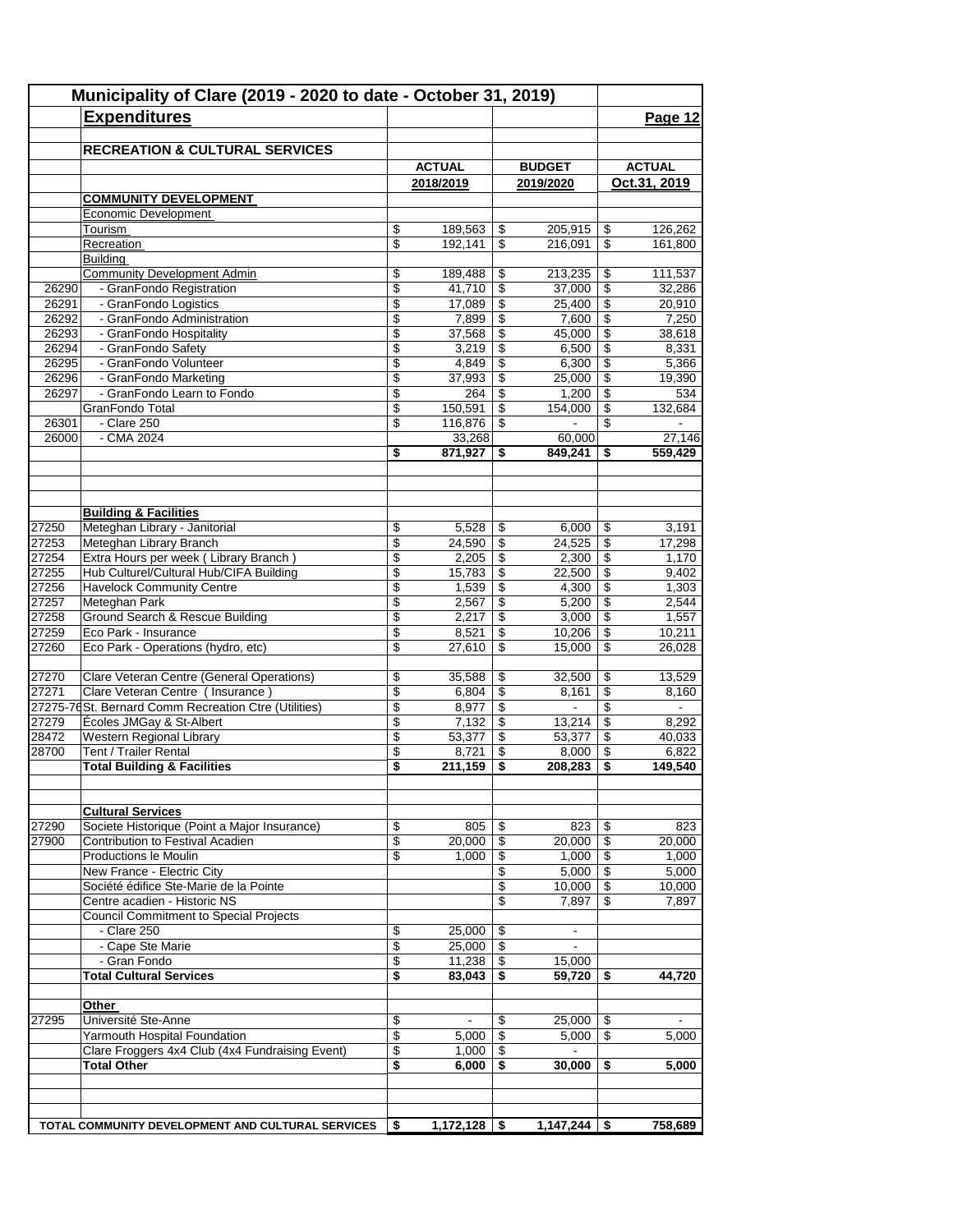# Municipality of Clare (2019 - 2020 to date - October 31, 2019)

## Expenditures

**Page 12**

| | **RECREATION & CULTURAL SERVICES** | **ACTUAL 2018/2019** | **BUDGET 2019/2020** | **ACTUAL Oct.31, 2019** |
|---|---|---|---|---|
| | **COMMUNITY DEVELOPMENT** | | | |
| | Economic Development | | | |
| | Tourism | $ 189,563 | $ 205,915 | $ 126,262 |
| | Recreation | $ 192,141 | $ 216,091 | $ 161,800 |
| | Building | | | |
| | Community Development Admin | $ 189,488 | $ 213,235 | $ 111,537 |
| 26290 | - GranFondo Registration | $ 41,710 | $ 37,000 | $ 32,286 |
| 26291 | - GranFondo Logistics | $ 17,089 | $ 25,400 | $ 20,910 |
| 26292 | - GranFondo Administration | $ 7,899 | $ 7,600 | $ 7,250 |
| 26293 | - GranFondo Hospitality | $ 37,568 | $ 45,000 | $ 38,618 |
| 26294 | - GranFondo Safety | $ 3,219 | $ 6,500 | $ 8,331 |
| 26295 | - GranFondo Volunteer | $ 4,849 | $ 6,300 | $ 5,366 |
| 26296 | - GranFondo Marketing | $ 37,993 | $ 25,000 | $ 19,390 |
| 26297 | - GranFondo Learn to Fondo | $ 264 | $ 1,200 | $ 534 |
| | GranFondo Total | $ 150,591 | $ 154,000 | $ 132,684 |
| 26301 | - Clare 250 | $ 116,876 | $ - | $ - |
| 26000 | - CMA 2024 | 33,268 | 60,000 | 27,146 |
| | | **$ 871,927** | **$ 849,241** | **$ 559,429** |
| | **Building & Facilities** | | | |
| 27250 | Meteghan Library - Janitorial | $ 5,528 | $ 6,000 | $ 3,191 |
| 27253 | Meteghan Library Branch | $ 24,590 | $ 24,525 | $ 17,298 |
| 27254 | Extra Hours per week ( Library Branch ) | $ 2,205 | $ 2,300 | $ 1,170 |
| 27255 | Hub Culturel/Cultural Hub/CIFA Building | $ 15,783 | $ 22,500 | $ 9,402 |
| 27256 | Havelock Community Centre | $ 1,539 | $ 4,300 | $ 1,303 |
| 27257 | Meteghan Park | $ 2,567 | $ 5,200 | $ 2,544 |
| 27258 | Ground Search & Rescue Building | $ 2,217 | $ 3,000 | $ 1,557 |
| 27259 | Eco Park - Insurance | $ 8,521 | $ 10,206 | $ 10,211 |
| 27260 | Eco Park - Operations (hydro, etc) | $ 27,610 | $ 15,000 | $ 26,028 |
| 27270 | Clare Veteran Centre (General Operations) | $ 35,588 | $ 32,500 | $ 13,529 |
| 27271 | Clare Veteran Centre ( Insurance ) | $ 6,804 | $ 8,161 | $ 8,160 |
| 27275-76 | St. Bernard Comm Recreation Ctre (Utilities) | $ 8,977 | $ - | $ - |
| 27279 | Écoles JMGay & St-Albert | $ 7,132 | $ 13,214 | $ 8,292 |
| 28472 | Western Regional Library | $ 53,377 | $ 53,377 | $ 40,033 |
| 28700 | Tent / Trailer Rental | $ 8,721 | $ 8,000 | $ 6,822 |
| | **Total Building & Facilities** | **$ 211,159** | **$ 208,283** | **$ 149,540** |
| | **Cultural Services** | | | |
| 27290 | Societe Historique (Point a Major Insurance) | $ 805 | $ 823 | $ 823 |
| 27900 | Contribution to Festival Acadien | $ 20,000 | $ 20,000 | $ 20,000 |
| | Productions le Moulin | $ 1,000 | $ 1,000 | $ 1,000 |
| | New France - Electric City | | $ 5,000 | $ 5,000 |
| | Société édifice Ste-Marie de la Pointe | | $ 10,000 | $ 10,000 |
| | Centre acadien - Historic NS | | $ 7,897 | $ 7,897 |
| | Council Commitment to Special Projects | | | |
| | - Clare 250 | $ 25,000 | $ - | |
| | - Cape Ste Marie | $ 25,000 | $ - | |
| | - Gran Fondo | $ 11,238 | $ 15,000 | |
| | **Total Cultural Services** | **$ 83,043** | **$ 59,720** | **$ 44,720** |
| | **Other** | | | |
| 27295 | Université Ste-Anne | $ - | $ 25,000 | $ - |
| | Yarmouth Hospital Foundation | $ 5,000 | $ 5,000 | $ 5,000 |
| | Clare Froggers 4x4 Club (4x4 Fundraising Event) | $ 1,000 | $ - | |
| | **Total Other** | **$ 6,000** | **$ 30,000** | **$ 5,000** |
| | **TOTAL COMMUNITY DEVELOPMENT AND CULTURAL SERVICES** | **$ 1,172,128** | **$ 1,147,244** | **$ 758,689** |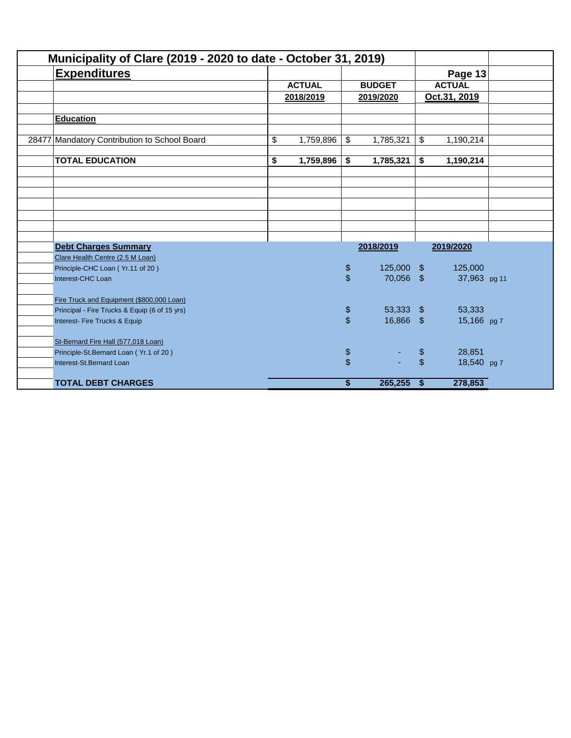# Municipality of Clare (2019 - 2020 to date - October 31, 2019)

## Expenditures

| | | ACTUAL 2018/2019 | BUDGET 2019/2020 | ACTUAL Oct.31, 2019 |
|---|---|---|---|---|
| | **Education** | | | |
| 28477 | Mandatory Contribution to School Board | $ 1,759,896 | $ 1,785,321 | $ 1,190,214 |
| | **TOTAL EDUCATION** | **$ 1,759,896** | **$ 1,785,321** | **$ 1,190,214** |

| **Debt Charges Summary** | 2018/2019 | 2019/2020 | |
|---|---|---|---|
| Clare Health Centre (2.5 M Loan) | | | |
| Principle-CHC Loan ( Yr.11 of 20 ) | $ 125,000 | $ 125,000 | |
| Interest-CHC Loan | $ 70,056 | $ 37,963 | pg 11 |
| Fire Truck and Equipment ($800,000 Loan) | | | |
| Principal - Fire Trucks & Equip (6 of 15 yrs) | $ 53,333 | $ 53,333 | |
| Interest- Fire Trucks & Equip | $ 16,866 | $ 15,166 | pg 7 |
| St-Bernard Fire Hall (577,018 Loan) | | | |
| Principle-St.Bernard Loan ( Yr.1 of 20 ) | $ - | $ 28,851 | |
| Interest-St.Bernard Loan | $ - | $ 18,540 | pg 7 |
| **TOTAL DEBT CHARGES** | **$ 265,255** | **$ 278,853** | |